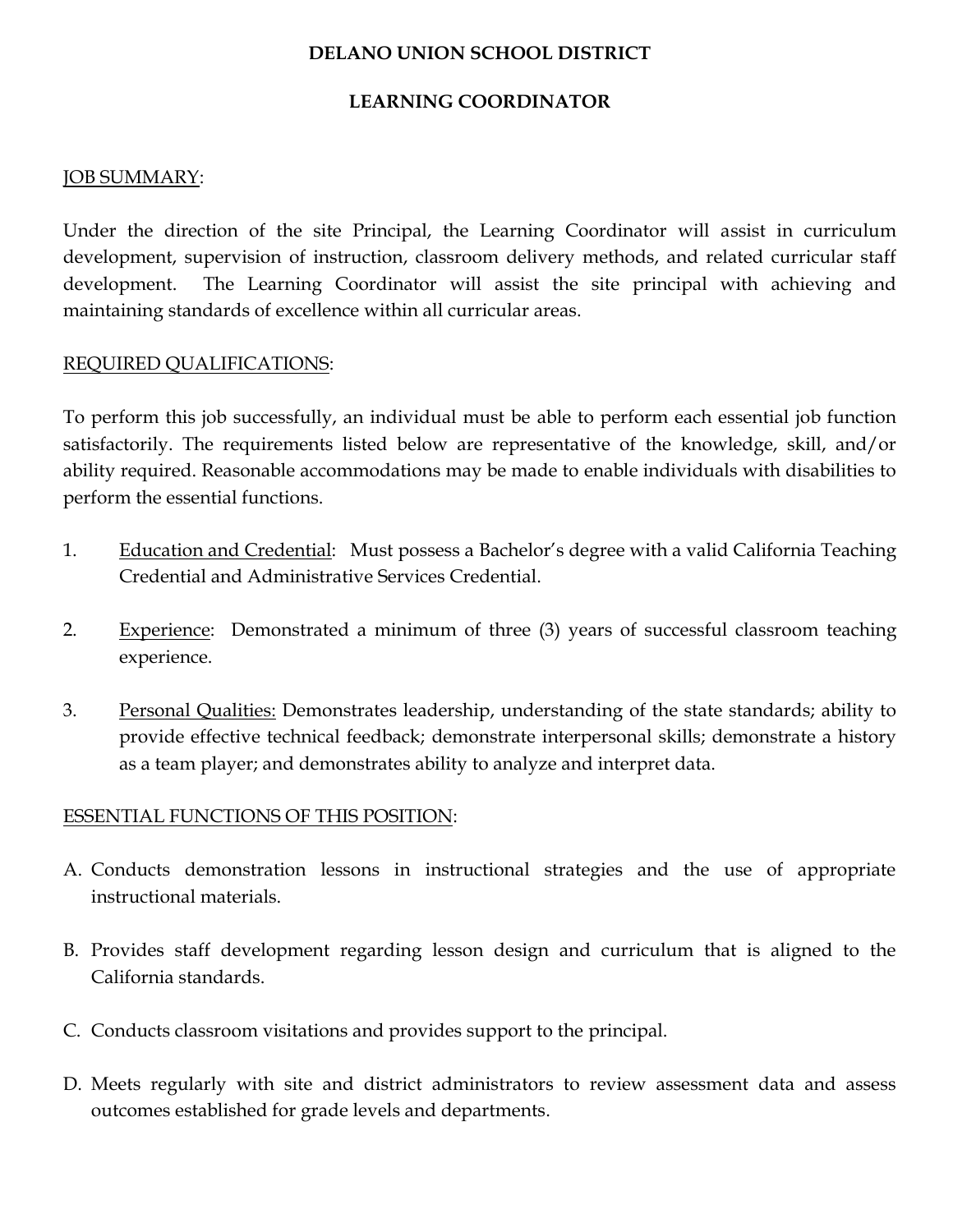# DELANO UNION SCHOOL DISTRICT

## LEARNING COORDINATOR

<u>JOB SUMMARY</u>:

Under the direction of the site Principal, the Learning Coordinator will assist in curriculum development, supervision of instruction, classroom delivery methods, and related curricular staff development. The Learning Coordinator will assist the site principal with achieving and maintaining standards of excellence within all curricular areas.

<u>REQUIRED QUALIFICATIONS</u>:

To perform this job successfully, an individual must be able to perform each essential job function satisfactorily. The requirements listed below are representative of the knowledge, skill, and/or ability required. Reasonable accommodations may be made to enable individuals with disabilities to perform the essential functions.

1. <u>Education and Credential</u>: Must possess a Bachelor's degree with a valid California Teaching Credential and Administrative Services Credential.

2. <u>Experience</u>: Demonstrated a minimum of three (3) years of successful classroom teaching experience.

3. <u>Personal Qualities:</u> Demonstrates leadership, understanding of the state standards; ability to provide effective technical feedback; demonstrate interpersonal skills; demonstrate a history as a team player; and demonstrates ability to analyze and interpret data.

<u>ESSENTIAL FUNCTIONS OF THIS POSITION</u>:

A. Conducts demonstration lessons in instructional strategies and the use of appropriate instructional materials.

B. Provides staff development regarding lesson design and curriculum that is aligned to the California standards.

C. Conducts classroom visitations and provides support to the principal.

D. Meets regularly with site and district administrators to review assessment data and assess outcomes established for grade levels and departments.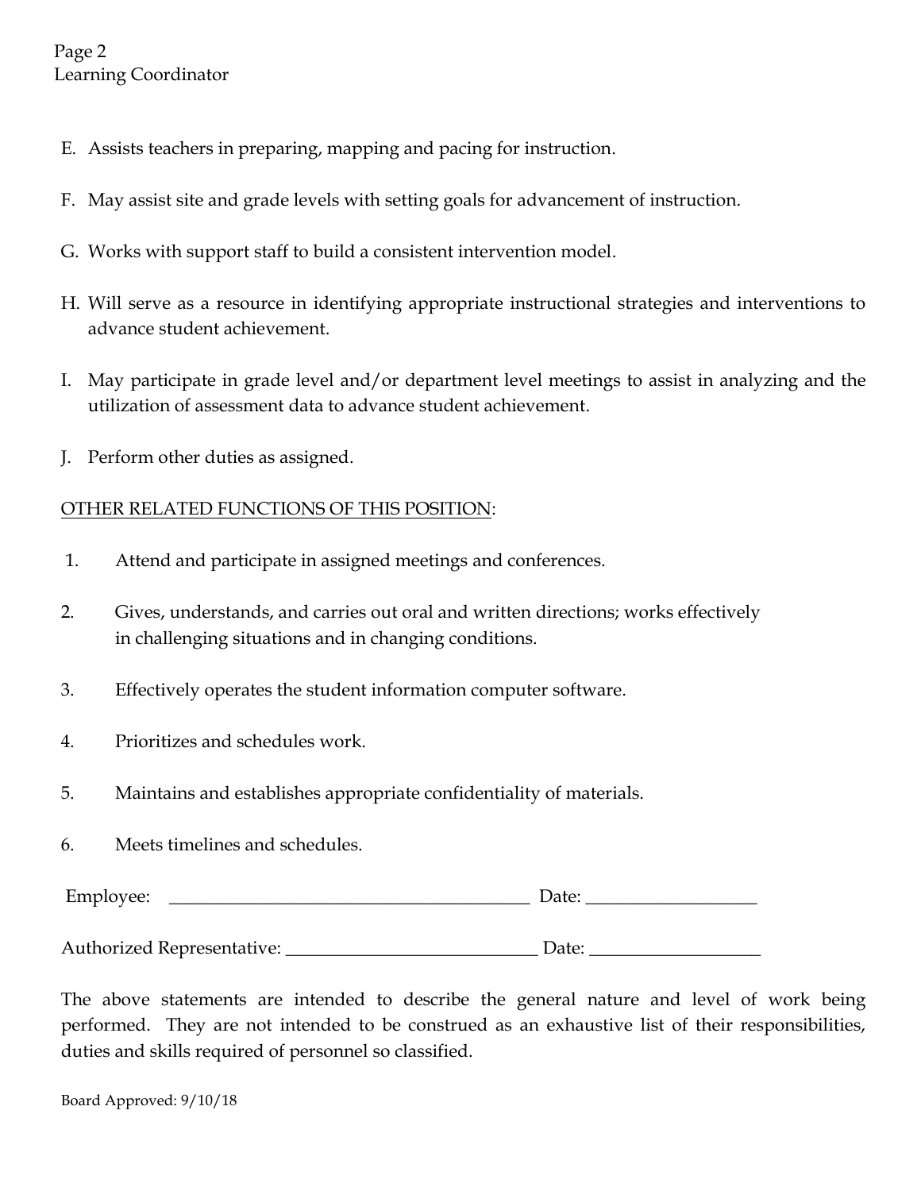E. Assists teachers in preparing, mapping and pacing for instruction.

F. May assist site and grade levels with setting goals for advancement of instruction.

G. Works with support staff to build a consistent intervention model.

H. Will serve as a resource in identifying appropriate instructional strategies and interventions to advance student achievement.

I. May participate in grade level and/or department level meetings to assist in analyzing and the utilization of assessment data to advance student achievement.

J. Perform other duties as assigned.

<u>OTHER RELATED FUNCTIONS OF THIS POSITION</u>:

1. Attend and participate in assigned meetings and conferences.
2. Gives, understands, and carries out oral and written directions; works effectively in challenging situations and in changing conditions.
3. Effectively operates the student information computer software.
4. Prioritizes and schedules work.
5. Maintains and establishes appropriate confidentiality of materials.
6. Meets timelines and schedules.

Employee: ________________________________________ Date: ___________________

Authorized Representative: ____________________________ Date: ___________________

The above statements are intended to describe the general nature and level of work being performed. They are not intended to be construed as an exhaustive list of their responsibilities, duties and skills required of personnel so classified.

Board Approved: 9/10/18